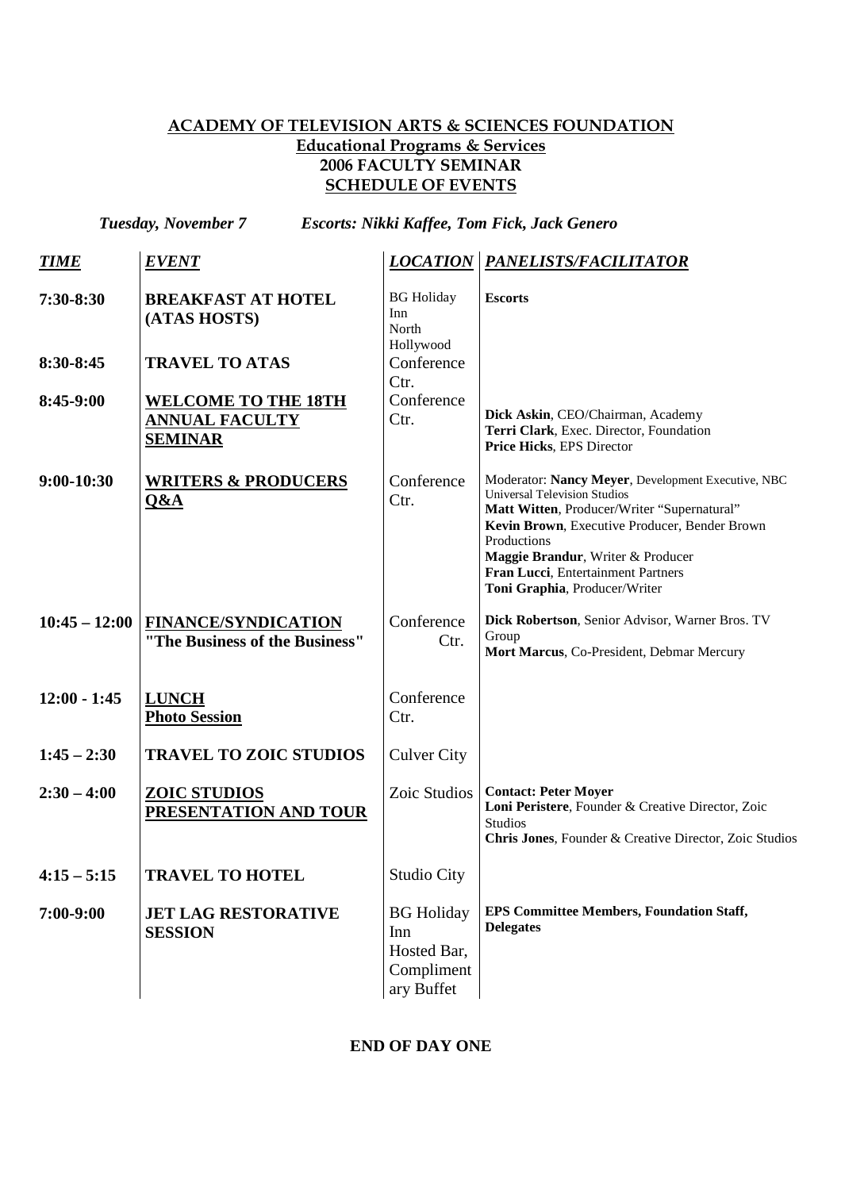# ACADEMY OF TELEVISION ARTS & SCIENCES FOUNDATION

## Educational Programs & Services

## 2006 FACULTY SEMINAR

## SCHEDULE OF EVENTS

***Tuesday, November 7*** ***Escorts: Nikki Kaffee, Tom Fick, Jack Genero***

| ***TIME*** | ***EVENT*** | ***LOCATION*** | ***PANELISTS/FACILITATOR*** |
|---|---|---|---|
| **7:30-8:30** | **BREAKFAST AT HOTEL (ATAS HOSTS)** | BG Holiday Inn North Hollywood | **Escorts** |
| **8:30-8:45** | **TRAVEL TO ATAS** | Conference Ctr. | |
| **8:45-9:00** | **WELCOME TO THE 18TH ANNUAL FACULTY SEMINAR** | Conference Ctr. | **Dick Askin**, CEO/Chairman, Academy<br>**Terri Clark**, Exec. Director, Foundation<br>**Price Hicks**, EPS Director |
| **9:00-10:30** | **WRITERS & PRODUCERS Q&A** | Conference Ctr. | Moderator: **Nancy Meyer**, Development Executive, NBC Universal Television Studios<br>**Matt Witten**, Producer/Writer "Supernatural"<br>**Kevin Brown**, Executive Producer, Bender Brown Productions<br>**Maggie Brandur**, Writer & Producer<br>**Fran Lucci**, Entertainment Partners<br>**Toni Graphia**, Producer/Writer |
| **10:45 – 12:00** | **FINANCE/SYNDICATION "The Business of the Business"** | Conference Ctr. | **Dick Robertson**, Senior Advisor, Warner Bros. TV Group<br>**Mort Marcus**, Co-President, Debmar Mercury |
| **12:00 - 1:45** | **LUNCH**<br>**Photo Session** | Conference Ctr. | |
| **1:45 – 2:30** | **TRAVEL TO ZOIC STUDIOS** | Culver City | |
| **2:30 – 4:00** | **ZOIC STUDIOS PRESENTATION AND TOUR** | Zoic Studios | **Contact: Peter Moyer**<br>**Loni Peristere**, Founder & Creative Director, Zoic Studios<br>**Chris Jones**, Founder & Creative Director, Zoic Studios |
| **4:15 – 5:15** | **TRAVEL TO HOTEL** | Studio City | |
| **7:00-9:00** | **JET LAG RESTORATIVE SESSION** | BG Holiday Inn Hosted Bar, Complimentary Buffet | **EPS Committee Members, Foundation Staff, Delegates** |

**END OF DAY ONE**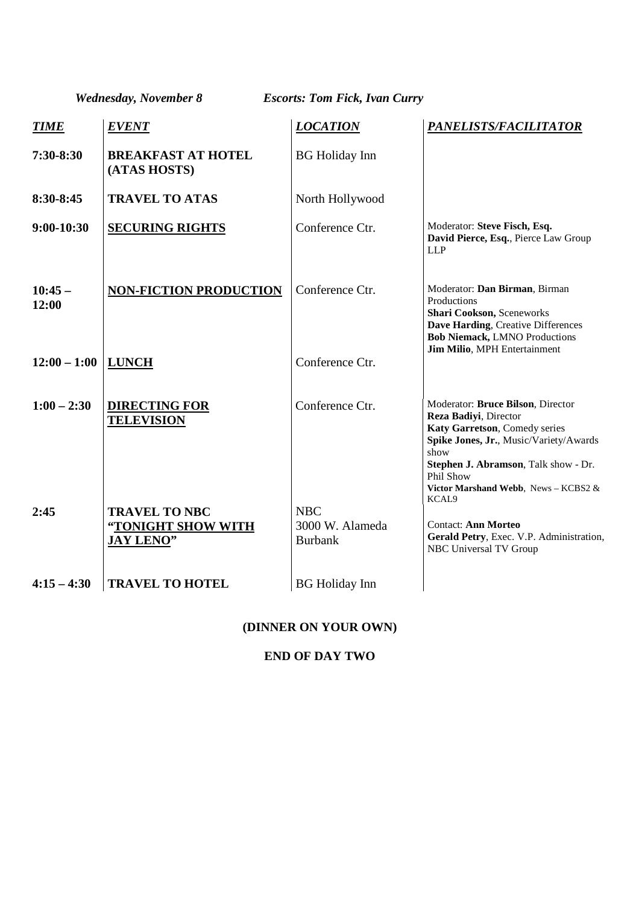*Wednesday, November 8* *Escorts: Tom Fick, Ivan Curry*

| ***TIME*** | ***EVENT*** | ***LOCATION*** | ***PANELISTS/FACILITATOR*** |
|---|---|---|---|
| **7:30-8:30** | **BREAKFAST AT HOTEL (ATAS HOSTS)** | BG Holiday Inn | |
| **8:30-8:45** | **TRAVEL TO ATAS** | North Hollywood | |
| **9:00-10:30** | **SECURING RIGHTS** | Conference Ctr. | Moderator: **Steve Fisch, Esq.**<br>**David Pierce, Esq.**, Pierce Law Group LLP |
| **10:45 – 12:00** | **NON-FICTION PRODUCTION** | Conference Ctr. | Moderator: **Dan Birman**, Birman Productions<br>**Shari Cookson,** Sceneworks<br>**Dave Harding**, Creative Differences<br>**Bob Niemack,** LMNO Productions<br>**Jim Milio**, MPH Entertainment |
| **12:00 – 1:00** | **LUNCH** | Conference Ctr. | |
| **1:00 – 2:30** | **DIRECTING FOR TELEVISION** | Conference Ctr. | Moderator: **Bruce Bilson**, Director<br>**Reza Badiyi**, Director<br>**Katy Garretson**, Comedy series<br>**Spike Jones, Jr.**, Music/Variety/Awards show<br>**Stephen J. Abramson**, Talk show - Dr. Phil Show<br>**Victor Marshand Webb**, News – KCBS2 & KCAL9 |
| **2:45** | **TRAVEL TO NBC "TONIGHT SHOW WITH JAY LENO"** | NBC<br>3000 W. Alameda<br>Burbank | Contact: **Ann Morteo**<br>**Gerald Petry**, Exec. V.P. Administration, NBC Universal TV Group |
| **4:15 – 4:30** | **TRAVEL TO HOTEL** | BG Holiday Inn | |

**(DINNER ON YOUR OWN)**

**END OF DAY TWO**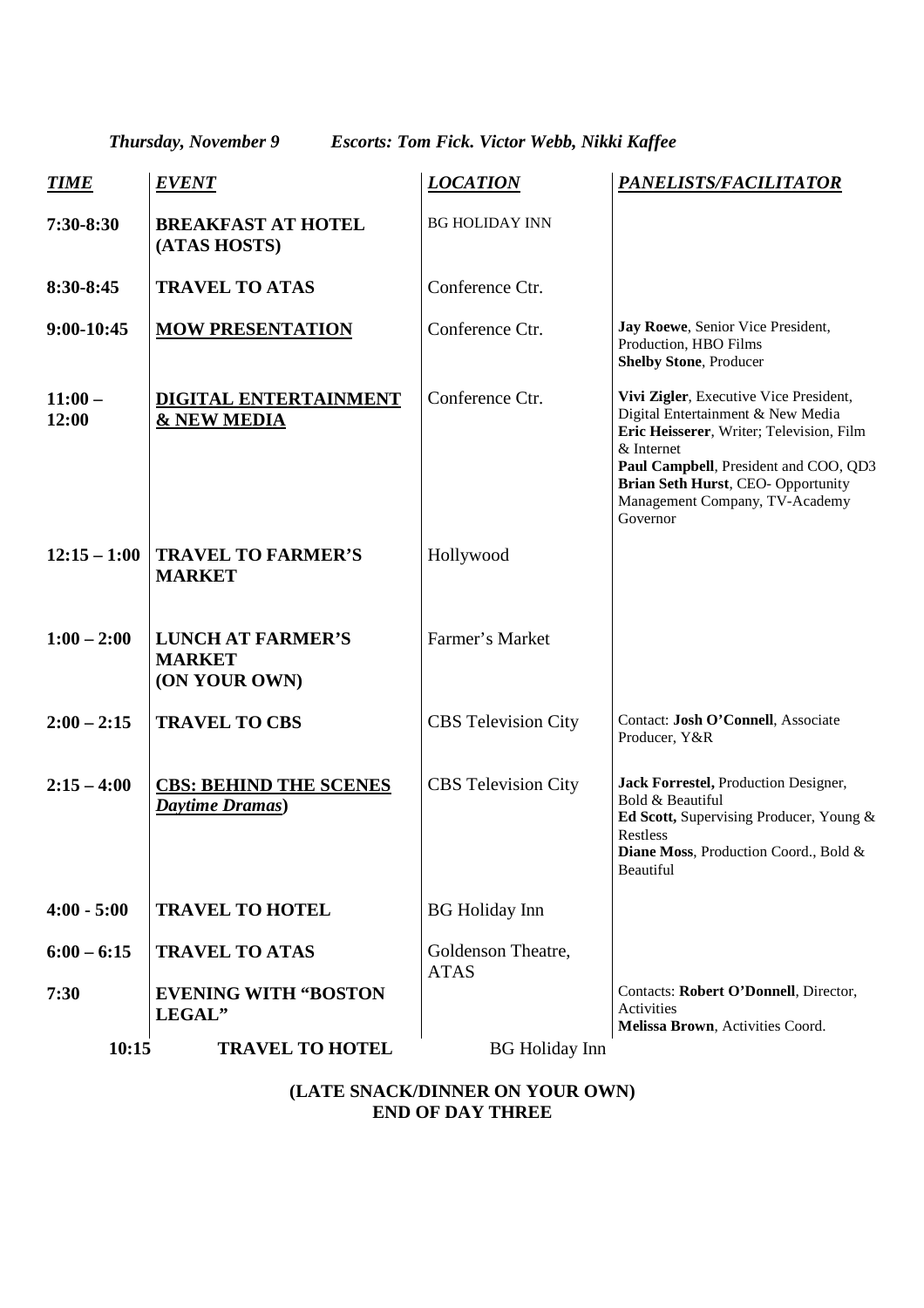***Thursday, November 9 Escorts: Tom Fick. Victor Webb, Nikki Kaffee***

| ***TIME*** | ***EVENT*** | ***LOCATION*** | ***PANELISTS/FACILITATOR*** |
|---|---|---|---|
| **7:30-8:30** | **BREAKFAST AT HOTEL (ATAS HOSTS)** | BG HOLIDAY INN | |
| **8:30-8:45** | **TRAVEL TO ATAS** | Conference Ctr. | |
| **9:00-10:45** | **MOW PRESENTATION** | Conference Ctr. | **Jay Roewe**, Senior Vice President, Production, HBO Films<br>**Shelby Stone**, Producer |
| **11:00 – 12:00** | **DIGITAL ENTERTAINMENT & NEW MEDIA** | Conference Ctr. | **Vivi Zigler**, Executive Vice President, Digital Entertainment & New Media<br>**Eric Heisserer**, Writer; Television, Film & Internet<br>**Paul Campbell**, President and COO, QD3<br>**Brian Seth Hurst**, CEO- Opportunity Management Company, TV-Academy Governor |
| **12:15 – 1:00** | **TRAVEL TO FARMER'S MARKET** | Hollywood | |
| **1:00 – 2:00** | **LUNCH AT FARMER'S MARKET (ON YOUR OWN)** | Farmer's Market | |
| **2:00 – 2:15** | **TRAVEL TO CBS** | CBS Television City | Contact: **Josh O'Connell**, Associate Producer, Y&R |
| **2:15 – 4:00** | **CBS: BEHIND THE SCENES *Daytime Dramas*)** | CBS Television City | **Jack Forrestel,** Production Designer, Bold & Beautiful<br>**Ed Scott,** Supervising Producer, Young & Restless<br>**Diane Moss**, Production Coord., Bold & Beautiful |
| **4:00 - 5:00** | **TRAVEL TO HOTEL** | BG Holiday Inn | |
| **6:00 – 6:15** | **TRAVEL TO ATAS** | Goldenson Theatre, ATAS | |
| **7:30** | **EVENING WITH "BOSTON LEGAL"** | | Contacts: **Robert O'Donnell**, Director, Activities<br>**Melissa Brown**, Activities Coord. |
| **10:15** | **TRAVEL TO HOTEL** | BG Holiday Inn | |

**(LATE SNACK/DINNER ON YOUR OWN)**
**END OF DAY THREE**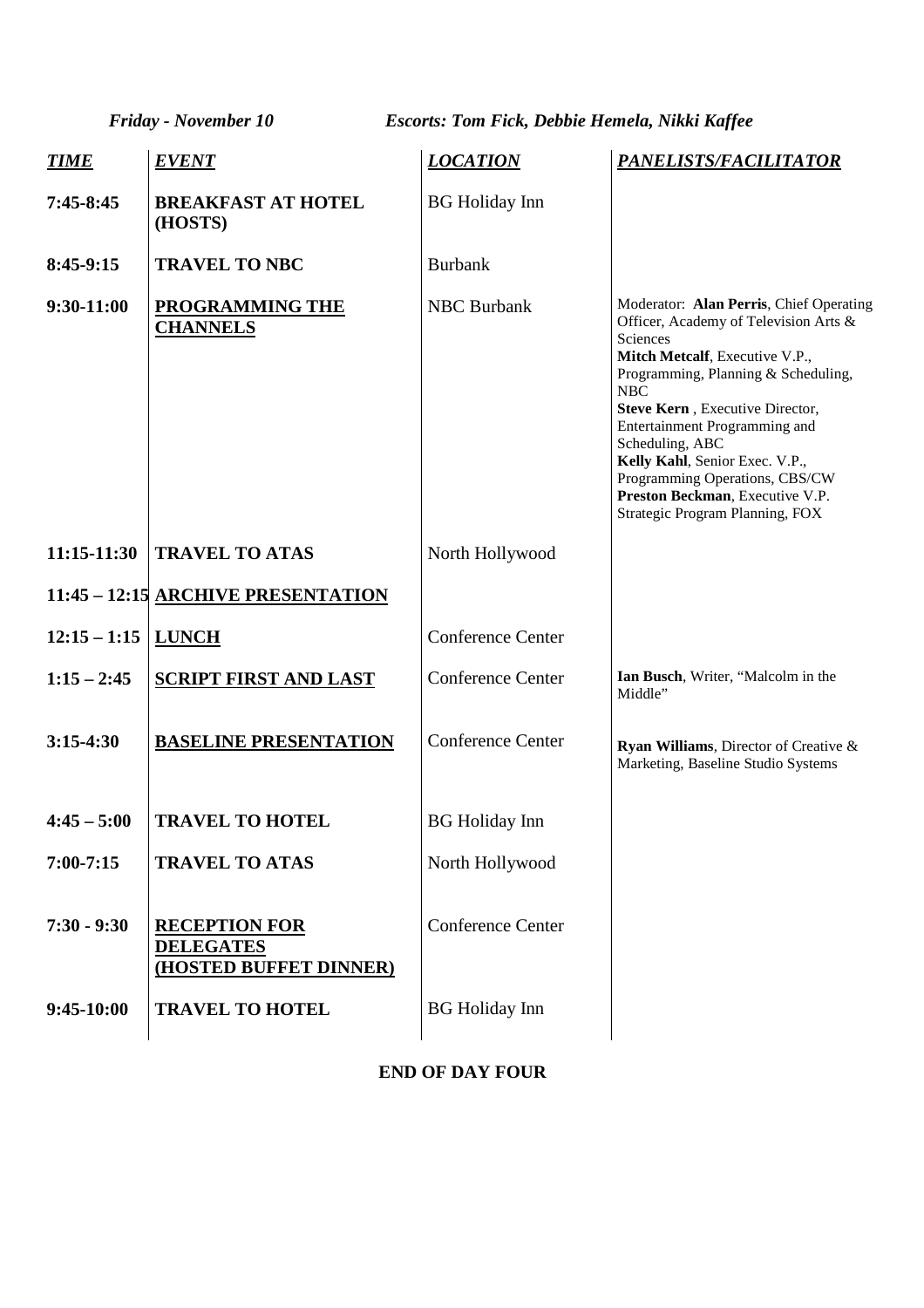*Friday - November 10* *Escorts: Tom Fick, Debbie Hemela, Nikki Kaffee*

| ***TIME*** | ***EVENT*** | ***LOCATION*** | ***PANELISTS/FACILITATOR*** |
|---|---|---|---|
| **7:45-8:45** | **BREAKFAST AT HOTEL (HOSTS)** | BG Holiday Inn | |
| **8:45-9:15** | **TRAVEL TO NBC** | Burbank | |
| **9:30-11:00** | **PROGRAMMING THE CHANNELS** | NBC Burbank | Moderator: **Alan Perris**, Chief Operating Officer, Academy of Television Arts & Sciences<br>**Mitch Metcalf**, Executive V.P., Programming, Planning & Scheduling, NBC<br>**Steve Kern** , Executive Director, Entertainment Programming and Scheduling, ABC<br>**Kelly Kahl**, Senior Exec. V.P., Programming Operations, CBS/CW<br>**Preston Beckman**, Executive V.P. Strategic Program Planning, FOX |
| **11:15-11:30** | **TRAVEL TO ATAS** | North Hollywood | |
| **11:45 – 12:15** | **ARCHIVE PRESENTATION** | | |
| **12:15 – 1:15** | **LUNCH** | Conference Center | |
| **1:15 – 2:45** | **SCRIPT FIRST AND LAST** | Conference Center | **Ian Busch**, Writer, "Malcolm in the Middle" |
| **3:15-4:30** | **BASELINE PRESENTATION** | Conference Center | **Ryan Williams**, Director of Creative & Marketing, Baseline Studio Systems |
| **4:45 – 5:00** | **TRAVEL TO HOTEL** | BG Holiday Inn | |
| **7:00-7:15** | **TRAVEL TO ATAS** | North Hollywood | |
| **7:30 - 9:30** | **RECEPTION FOR DELEGATES (HOSTED BUFFET DINNER)** | Conference Center | |
| **9:45-10:00** | **TRAVEL TO HOTEL** | BG Holiday Inn | |

**END OF DAY FOUR**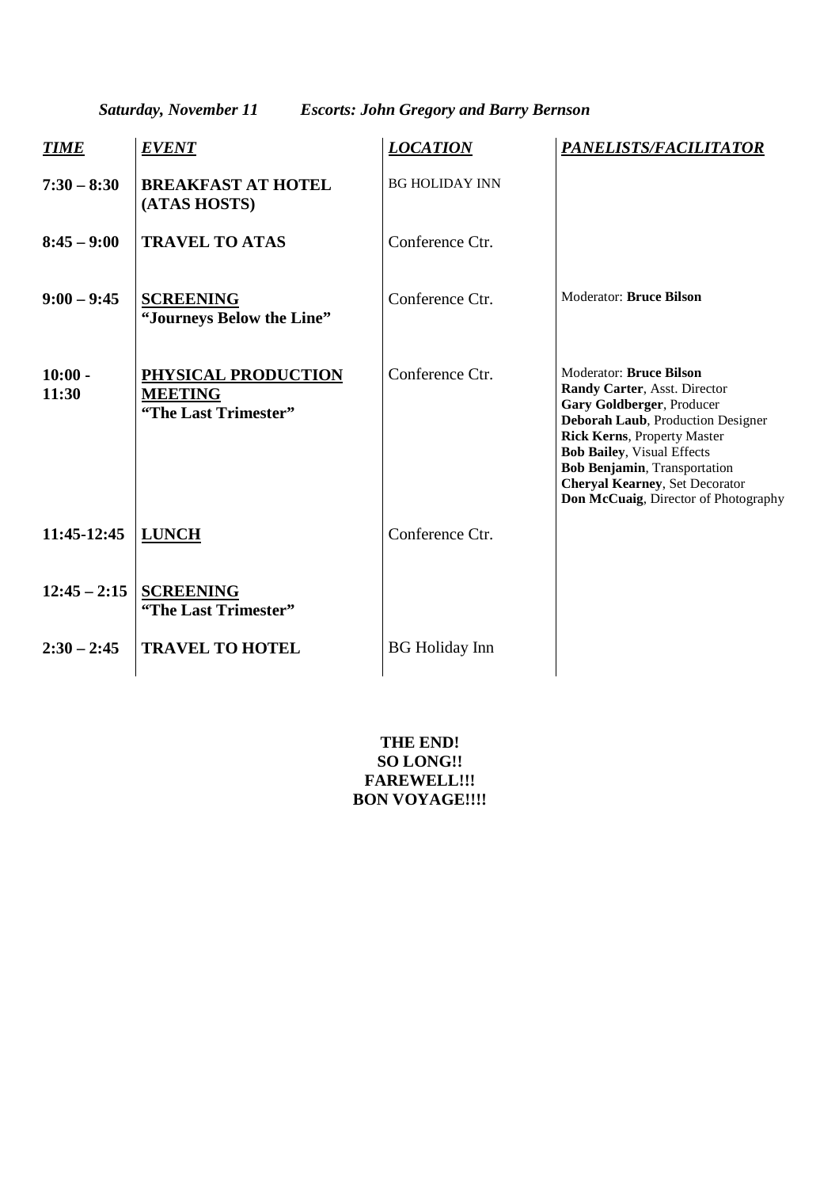***Saturday, November 11         Escorts: John Gregory and Barry Bernson***

| ***TIME*** | ***EVENT*** | ***LOCATION*** | ***PANELISTS/FACILITATOR*** |
|---|---|---|---|
| **7:30 – 8:30** | **BREAKFAST AT HOTEL (ATAS HOSTS)** | BG HOLIDAY INN | |
| **8:45 – 9:00** | **TRAVEL TO ATAS** | Conference Ctr. | |
| **9:00 – 9:45** | **SCREENING** **"Journeys Below the Line"** | Conference Ctr. | Moderator: **Bruce Bilson** |
| **10:00 - 11:30** | **PHYSICAL PRODUCTION MEETING** **"The Last Trimester"** | Conference Ctr. | Moderator: **Bruce Bilson** **Randy Carter**, Asst. Director **Gary Goldberger**, Producer **Deborah Laub**, Production Designer **Rick Kerns**, Property Master **Bob Bailey**, Visual Effects **Bob Benjamin**, Transportation **Cheryal Kearney**, Set Decorator **Don McCuaig**, Director of Photography |
| **11:45-12:45** | **LUNCH** | Conference Ctr. | |
| **12:45 – 2:15** | **SCREENING** **"The Last Trimester"** | | |
| **2:30 – 2:45** | **TRAVEL TO HOTEL** | BG Holiday Inn | |

**THE END!**
**SO LONG!!**
**FAREWELL!!!**
**BON VOYAGE!!!!**